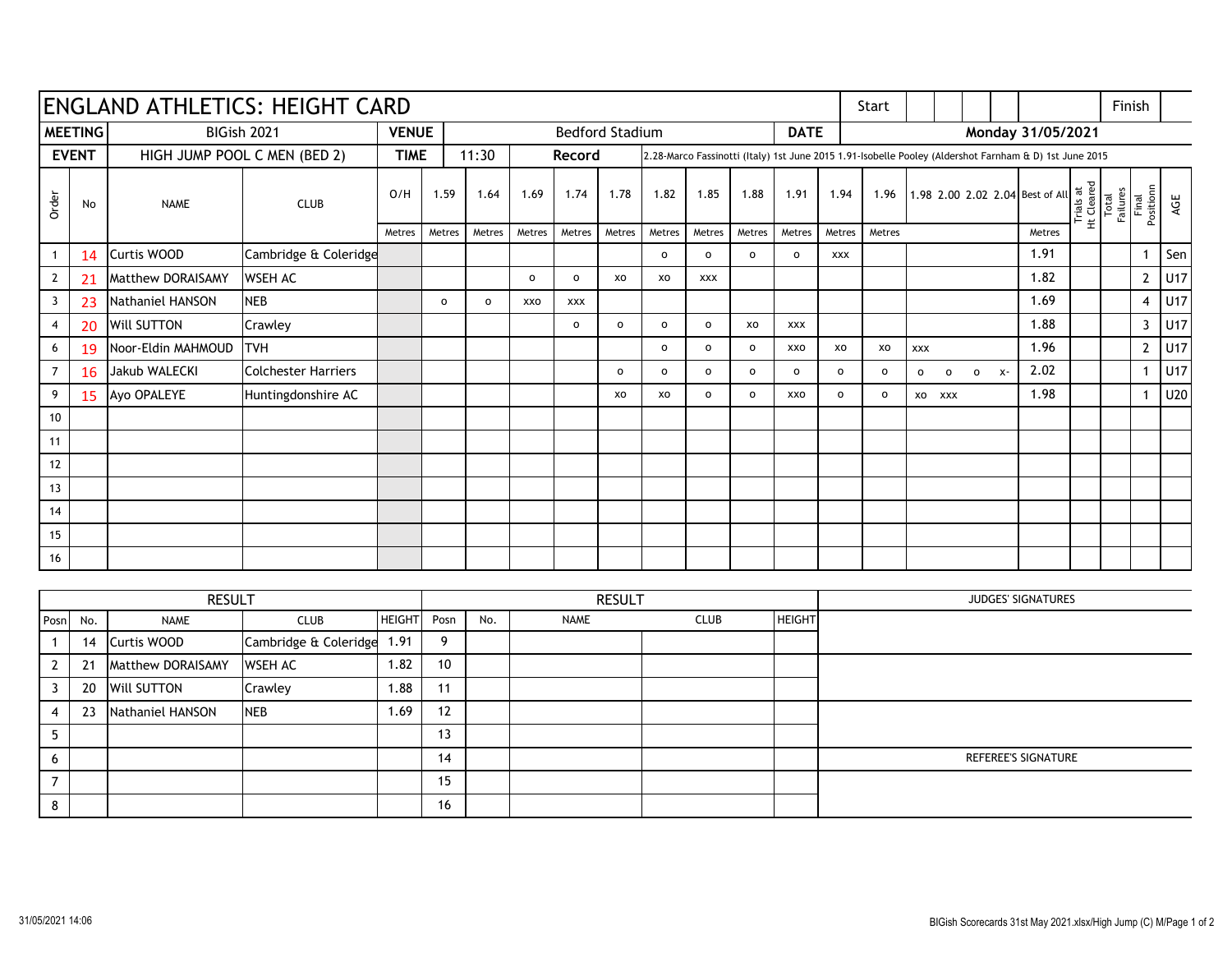# ENGLAND ATHLETICS: HEIGHT CARD

| | | | | | |
|---|---|---|---|---|---|
| **MEETING** | BIGish 2021 | **VENUE** | Bedford Stadium | **DATE** | Monday 31/05/2021 |
| **EVENT** | HIGH JUMP POOL C MEN (BED 2) | **TIME** | 11:30 | **Record** | 2.28-Marco Fassinotti (Italy) 1st June 2015 1.91-Isobelle Pooley (Aldershot Farnham & D) 1st June 2015 |

Start | Finish

| Order | No | NAME | CLUB | O/H | 1.59 | 1.64 | 1.69 | 1.74 | 1.78 | 1.82 | 1.85 | 1.88 | 1.91 | 1.94 | 1.96 | 1.98 | 2.00 | 2.02 | 2.04 | Best of All | Trials at Ht Cleared | Total Failures | Final Positionn | AGE |
|---|---|---|---|---|---|---|---|---|---|---|---|---|---|---|---|---|---|---|---|---|---|---|---|---|
| | | | | Metres | Metres | Metres | Metres | Metres | Metres | Metres | Metres | Metres | Metres | Metres | Metres | | | | | Metres | | | | |
| 1 | 14 | Curtis WOOD | Cambridge & Coleridge | | | | | | | o | o | o | o | xxx | | | | | | 1.91 | | | 1 | Sen |
| 2 | 21 | Matthew DORAISAMY | WSEH AC | | | | o | o | xo | xo | xxx | | | | | | | | | 1.82 | | | 2 | U17 |
| 3 | 23 | Nathaniel HANSON | NEB | | o | o | xxo | xxx | | | | | | | | | | | | 1.69 | | | 4 | U17 |
| 4 | 20 | Will SUTTON | Crawley | | | | | o | o | o | o | xo | xxx | | | | | | | 1.88 | | | 3 | U17 |
| 6 | 19 | Noor-Eldin MAHMOUD | TVH | | | | | | | o | o | o | xxo | xo | xo | xxx | | | | 1.96 | | | 2 | U17 |
| 7 | 16 | Jakub WALECKI | Colchester Harriers | | | | | | o | o | o | o | o | o | o | o | o | o | x- | 2.02 | | | 1 | U17 |
| 9 | 15 | Ayo OPALEYE | Huntingdonshire AC | | | | | | xo | xo | o | o | xxo | o | o | xo | xxx | | | 1.98 | | | 1 | U20 |
| 10 | | | | | | | | | | | | | | | | | | | | | | | | |
| 11 | | | | | | | | | | | | | | | | | | | | | | | | |
| 12 | | | | | | | | | | | | | | | | | | | | | | | | |
| 13 | | | | | | | | | | | | | | | | | | | | | | | | |
| 14 | | | | | | | | | | | | | | | | | | | | | | | | |
| 15 | | | | | | | | | | | | | | | | | | | | | | | | |
| 16 | | | | | | | | | | | | | | | | | | | | | | | | |

## RESULT

| Posn | No. | NAME | CLUB | HEIGHT | Posn | No. | NAME | CLUB | HEIGHT |
|---|---|---|---|---|---|---|---|---|---|
| 1 | 14 | Curtis WOOD | Cambridge & Coleridge | 1.91 | 9 | | | | |
| 2 | 21 | Matthew DORAISAMY | WSEH AC | 1.82 | 10 | | | | |
| 3 | 20 | Will SUTTON | Crawley | 1.88 | 11 | | | | |
| 4 | 23 | Nathaniel HANSON | NEB | 1.69 | 12 | | | | |
| 5 | | | | | 13 | | | | |
| 6 | | | | | 14 | | | | |
| 7 | | | | | 15 | | | | |
| 8 | | | | | 16 | | | | |

JUDGES' SIGNATURES

REFEREE'S SIGNATURE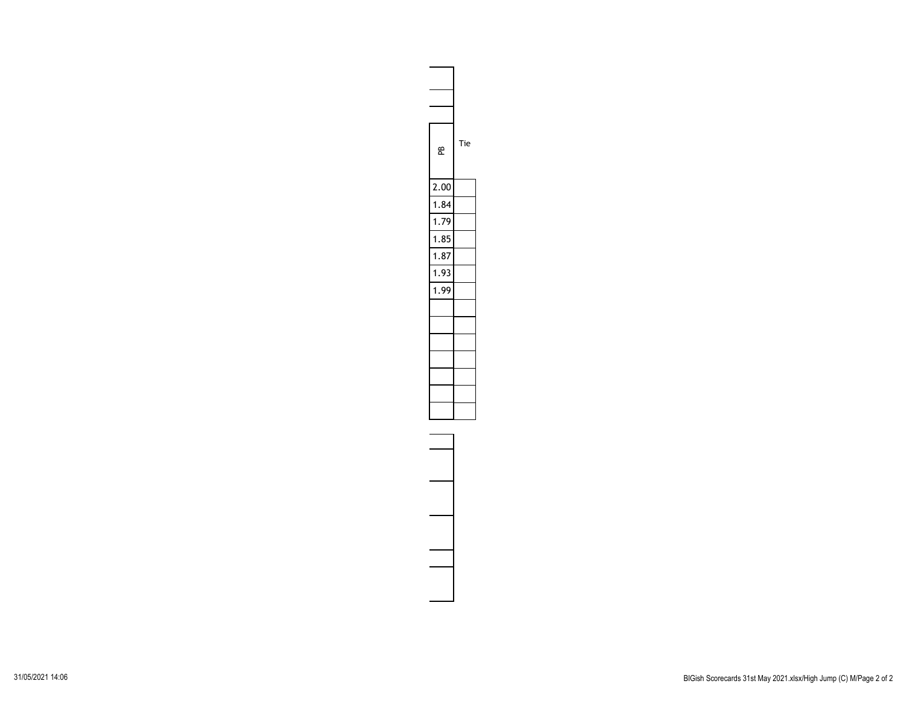| PB | Tie |
| --- | --- |
| 2.00 | |
| 1.84 | |
| 1.79 | |
| 1.85 | |
| 1.87 | |
| 1.93 | |
| 1.99 | |
| | |
| | |
| | |
| | |
| | |
| | |
| | |